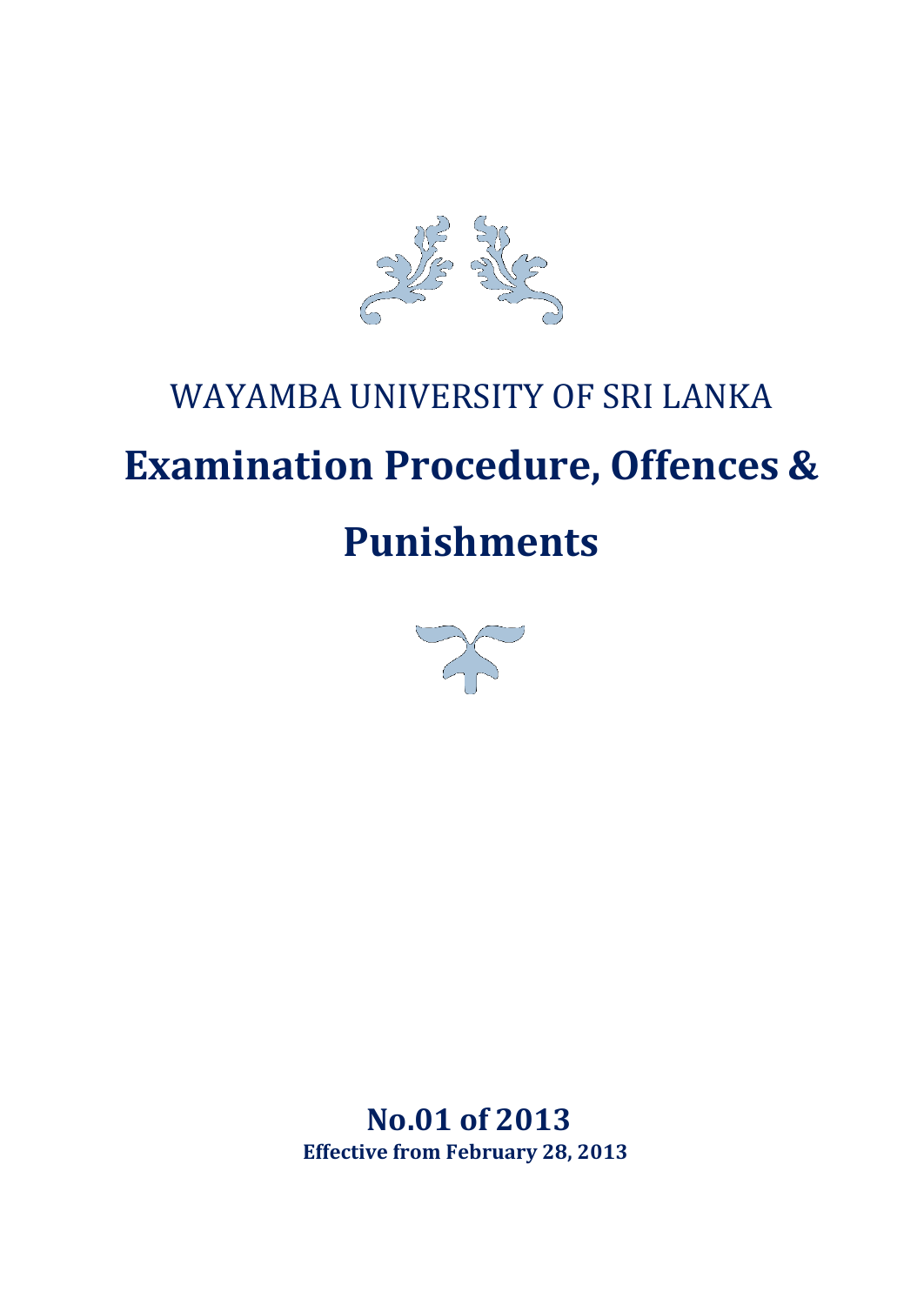WAYAMBA UNIVERSITY OF SRI LANKA

# Examination Procedure, Offences & Punishments

**No.01 of 2013**
**Effective from February 28, 2013**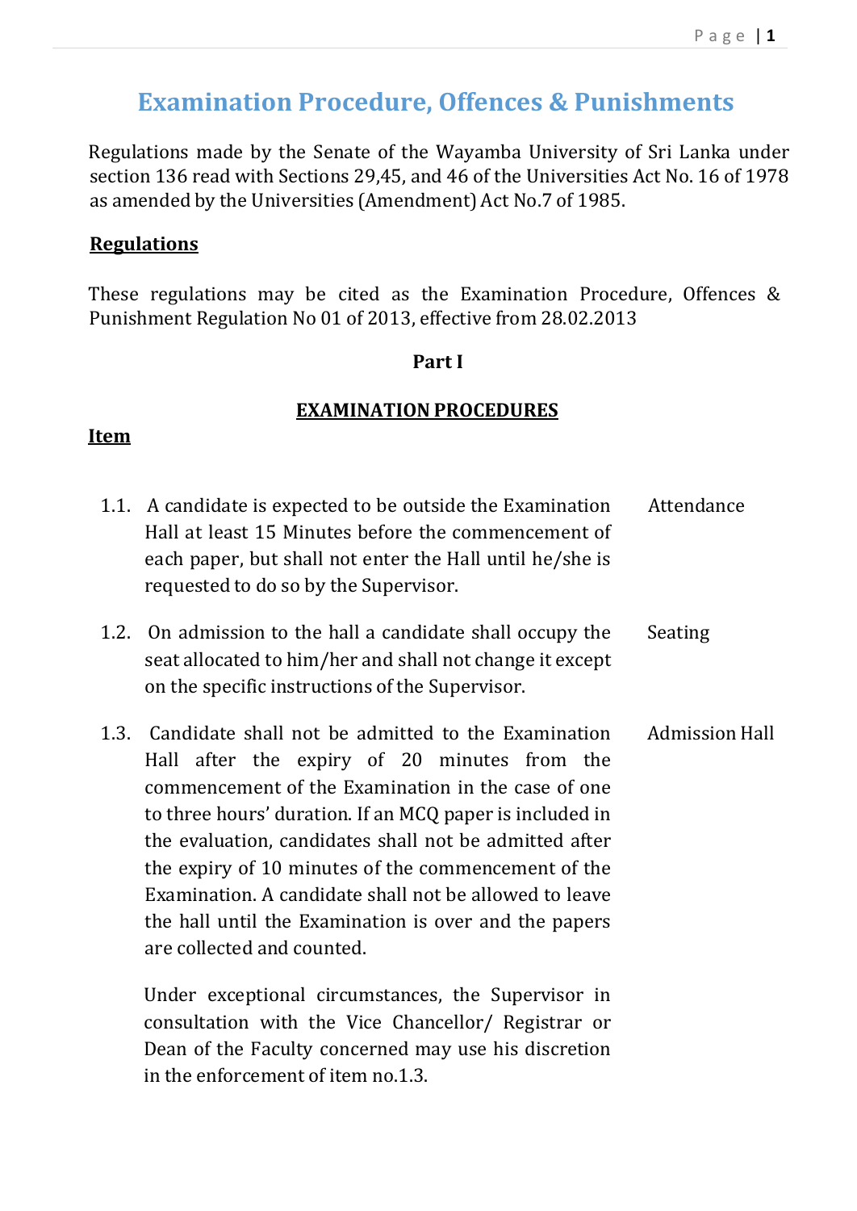# Examination Procedure, Offences & Punishments

Regulations made by the Senate of the Wayamba University of Sri Lanka under section 136 read with Sections 29,45, and 46 of the Universities Act No. 16 of 1978 as amended by the Universities (Amendment) Act No.7 of 1985.

**Regulations**

These regulations may be cited as the Examination Procedure, Offences & Punishment Regulation No 01 of 2013, effective from 28.02.2013

## Part I

## EXAMINATION PROCEDURES

**Item**

| | | |
|---|---|---|
| 1.1. | A candidate is expected to be outside the Examination Hall at least 15 Minutes before the commencement of each paper, but shall not enter the Hall until he/she is requested to do so by the Supervisor. | Attendance |
| 1.2. | On admission to the hall a candidate shall occupy the seat allocated to him/her and shall not change it except on the specific instructions of the Supervisor. | Seating |
| 1.3. | Candidate shall not be admitted to the Examination Hall after the expiry of 20 minutes from the commencement of the Examination in the case of one to three hours' duration. If an MCQ paper is included in the evaluation, candidates shall not be admitted after the expiry of 10 minutes of the commencement of the Examination. A candidate shall not be allowed to leave the hall until the Examination is over and the papers are collected and counted.<br><br>Under exceptional circumstances, the Supervisor in consultation with the Vice Chancellor/ Registrar or Dean of the Faculty concerned may use his discretion in the enforcement of item no.1.3. | Admission Hall |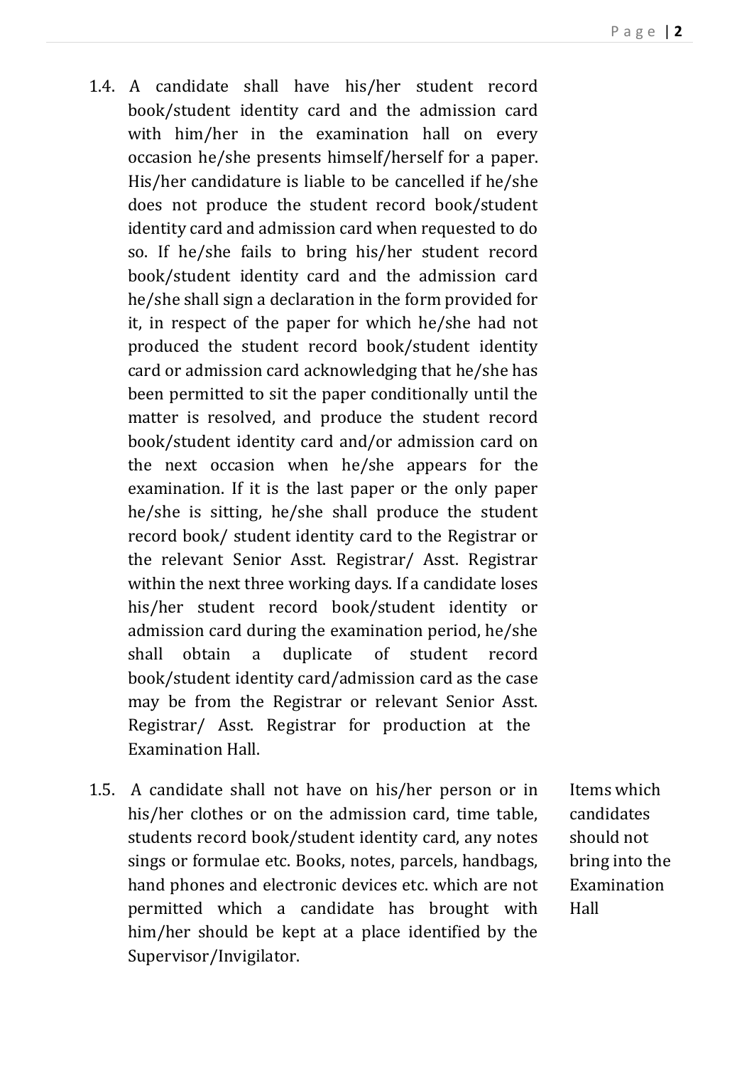1.4. A candidate shall have his/her student record book/student identity card and the admission card with him/her in the examination hall on every occasion he/she presents himself/herself for a paper. His/her candidature is liable to be cancelled if he/she does not produce the student record book/student identity card and admission card when requested to do so. If he/she fails to bring his/her student record book/student identity card and the admission card he/she shall sign a declaration in the form provided for it, in respect of the paper for which he/she had not produced the student record book/student identity card or admission card acknowledging that he/she has been permitted to sit the paper conditionally until the matter is resolved, and produce the student record book/student identity card and/or admission card on the next occasion when he/she appears for the examination. If it is the last paper or the only paper he/she is sitting, he/she shall produce the student record book/ student identity card to the Registrar or the relevant Senior Asst. Registrar/ Asst. Registrar within the next three working days. If a candidate loses his/her student record book/student identity or admission card during the examination period, he/she shall obtain a duplicate of student record book/student identity card/admission card as the case may be from the Registrar or relevant Senior Asst. Registrar/ Asst. Registrar for production at the Examination Hall.

*Items which candidates should not bring into the Examination Hall*

1.5. A candidate shall not have on his/her person or in his/her clothes or on the admission card, time table, students record book/student identity card, any notes sings or formulae etc. Books, notes, parcels, handbags, hand phones and electronic devices etc. which are not permitted which a candidate has brought with him/her should be kept at a place identified by the Supervisor/Invigilator.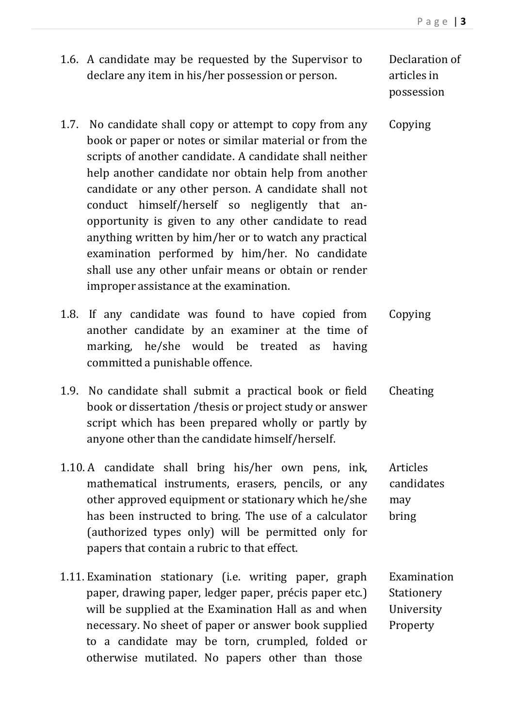| | | |
|---|---|---|
| 1.6. | A candidate may be requested by the Supervisor to declare any item in his/her possession or person. | Declaration of articles in possession |
| 1.7. | No candidate shall copy or attempt to copy from any book or paper or notes or similar material or from the scripts of another candidate. A candidate shall neither help another candidate nor obtain help from another candidate or any other person. A candidate shall not conduct himself/herself so negligently that an-opportunity is given to any other candidate to read anything written by him/her or to watch any practical examination performed by him/her. No candidate shall use any other unfair means or obtain or render improper assistance at the examination. | Copying |
| 1.8. | If any candidate was found to have copied from another candidate by an examiner at the time of marking, he/she would be treated as having committed a punishable offence. | Copying |
| 1.9. | No candidate shall submit a practical book or field book or dissertation /thesis or project study or answer script which has been prepared wholly or partly by anyone other than the candidate himself/herself. | Cheating |
| 1.10. | A candidate shall bring his/her own pens, ink, mathematical instruments, erasers, pencils, or any other approved equipment or stationary which he/she has been instructed to bring. The use of a calculator (authorized types only) will be permitted only for papers that contain a rubric to that effect. | Articles candidates may bring |
| 1.11. | Examination stationary (i.e. writing paper, graph paper, drawing paper, ledger paper, précis paper etc.) will be supplied at the Examination Hall as and when necessary. No sheet of paper or answer book supplied to a candidate may be torn, crumpled, folded or otherwise mutilated. No papers other than those | Examination Stationery University Property |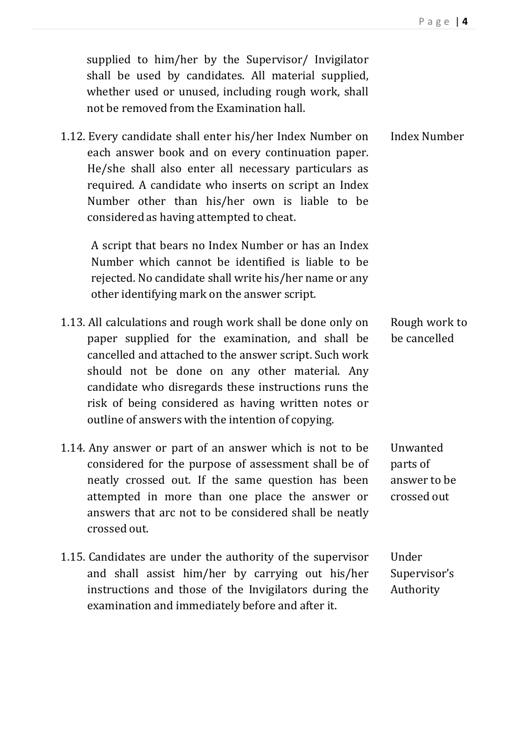supplied to him/her by the Supervisor/ Invigilator shall be used by candidates. All material supplied, whether used or unused, including rough work, shall not be removed from the Examination hall.

1.12. Every candidate shall enter his/her Index Number on each answer book and on every continuation paper. He/she shall also enter all necessary particulars as required. A candidate who inserts on script an Index Number other than his/her own is liable to be considered as having attempted to cheat. *(Index Number)*

A script that bears no Index Number or has an Index Number which cannot be identified is liable to be rejected. No candidate shall write his/her name or any other identifying mark on the answer script.

1.13. All calculations and rough work shall be done only on paper supplied for the examination, and shall be cancelled and attached to the answer script. Such work should not be done on any other material. Any candidate who disregards these instructions runs the risk of being considered as having written notes or outline of answers with the intention of copying. *(Rough work to be cancelled)*

1.14. Any answer or part of an answer which is not to be considered for the purpose of assessment shall be of neatly crossed out. If the same question has been attempted in more than one place the answer or answers that arc not to be considered shall be neatly crossed out. *(Unwanted parts of answer to be crossed out)*

1.15. Candidates are under the authority of the supervisor and shall assist him/her by carrying out his/her instructions and those of the Invigilators during the examination and immediately before and after it. *(Under Supervisor's Authority)*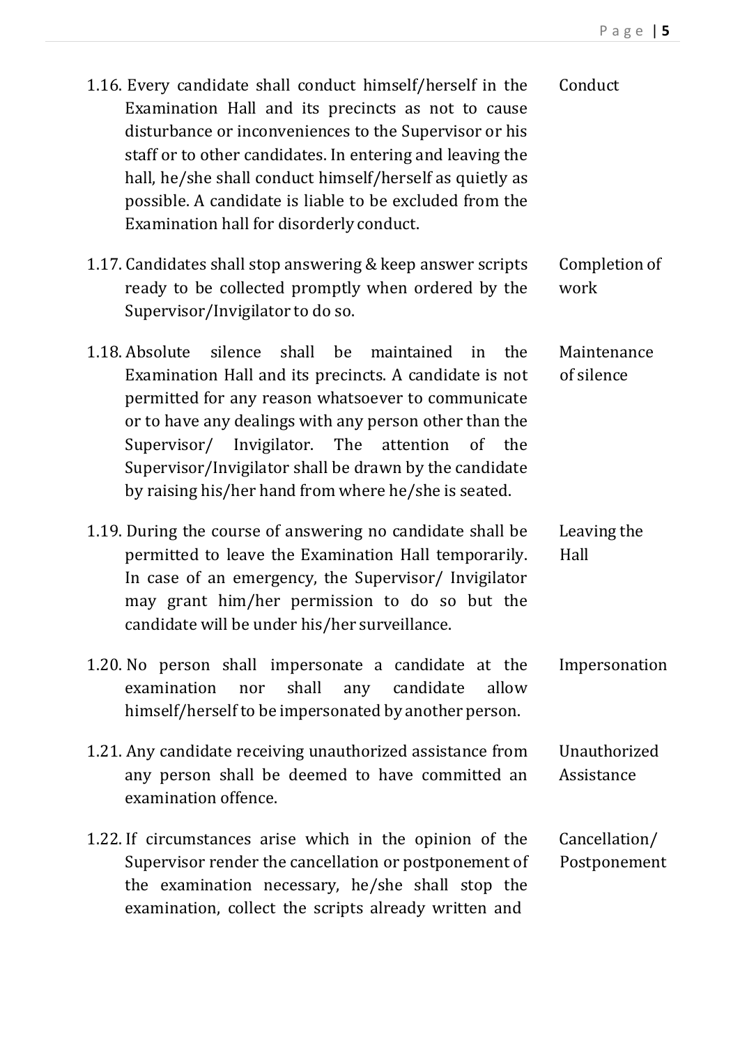1.16. Every candidate shall conduct himself/herself in the Examination Hall and its precincts as not to cause disturbance or inconveniences to the Supervisor or his staff or to other candidates. In entering and leaving the hall, he/she shall conduct himself/herself as quietly as possible. A candidate is liable to be excluded from the Examination hall for disorderly conduct. — Conduct

1.17. Candidates shall stop answering & keep answer scripts ready to be collected promptly when ordered by the Supervisor/Invigilator to do so. — Completion of work

1.18. Absolute silence shall be maintained in the Examination Hall and its precincts. A candidate is not permitted for any reason whatsoever to communicate or to have any dealings with any person other than the Supervisor/ Invigilator. The attention of the Supervisor/Invigilator shall be drawn by the candidate by raising his/her hand from where he/she is seated. — Maintenance of silence

1.19. During the course of answering no candidate shall be permitted to leave the Examination Hall temporarily. In case of an emergency, the Supervisor/ Invigilator may grant him/her permission to do so but the candidate will be under his/her surveillance. — Leaving the Hall

1.20. No person shall impersonate a candidate at the examination nor shall any candidate allow himself/herself to be impersonated by another person. — Impersonation

1.21. Any candidate receiving unauthorized assistance from any person shall be deemed to have committed an examination offence. — Unauthorized Assistance

1.22. If circumstances arise which in the opinion of the Supervisor render the cancellation or postponement of the examination necessary, he/she shall stop the examination, collect the scripts already written and — Cancellation/ Postponement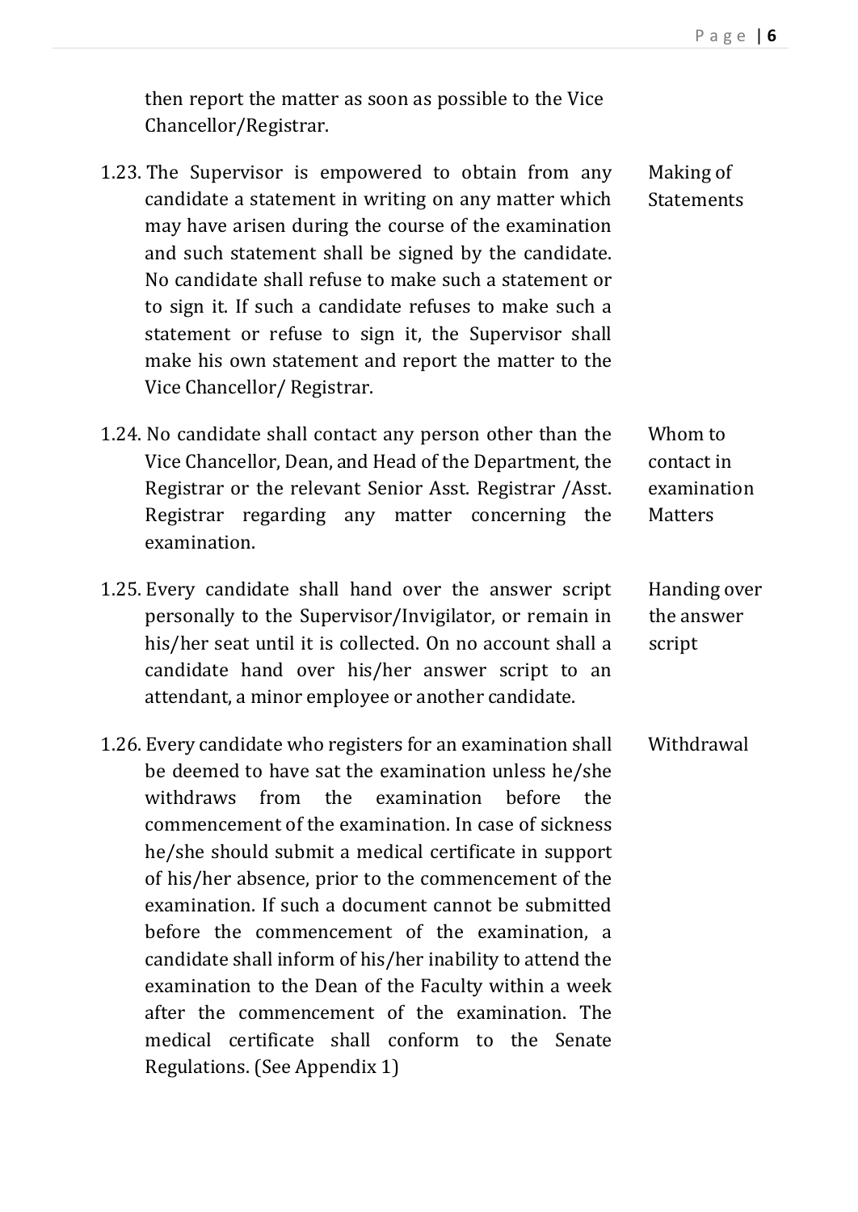then report the matter as soon as possible to the Vice Chancellor/Registrar.

1.23. The Supervisor is empowered to obtain from any candidate a statement in writing on any matter which may have arisen during the course of the examination and such statement shall be signed by the candidate. No candidate shall refuse to make such a statement or to sign it. If such a candidate refuses to make such a statement or refuse to sign it, the Supervisor shall make his own statement and report the matter to the Vice Chancellor/ Registrar. *(Making of Statements)*

1.24. No candidate shall contact any person other than the Vice Chancellor, Dean, and Head of the Department, the Registrar or the relevant Senior Asst. Registrar /Asst. Registrar regarding any matter concerning the examination. *(Whom to contact in examination Matters)*

1.25. Every candidate shall hand over the answer script personally to the Supervisor/Invigilator, or remain in his/her seat until it is collected. On no account shall a candidate hand over his/her answer script to an attendant, a minor employee or another candidate. *(Handing over the answer script)*

1.26. Every candidate who registers for an examination shall be deemed to have sat the examination unless he/she withdraws from the examination before the commencement of the examination. In case of sickness he/she should submit a medical certificate in support of his/her absence, prior to the commencement of the examination. If such a document cannot be submitted before the commencement of the examination, a candidate shall inform of his/her inability to attend the examination to the Dean of the Faculty within a week after the commencement of the examination. The medical certificate shall conform to the Senate Regulations. (See Appendix 1) *(Withdrawal)*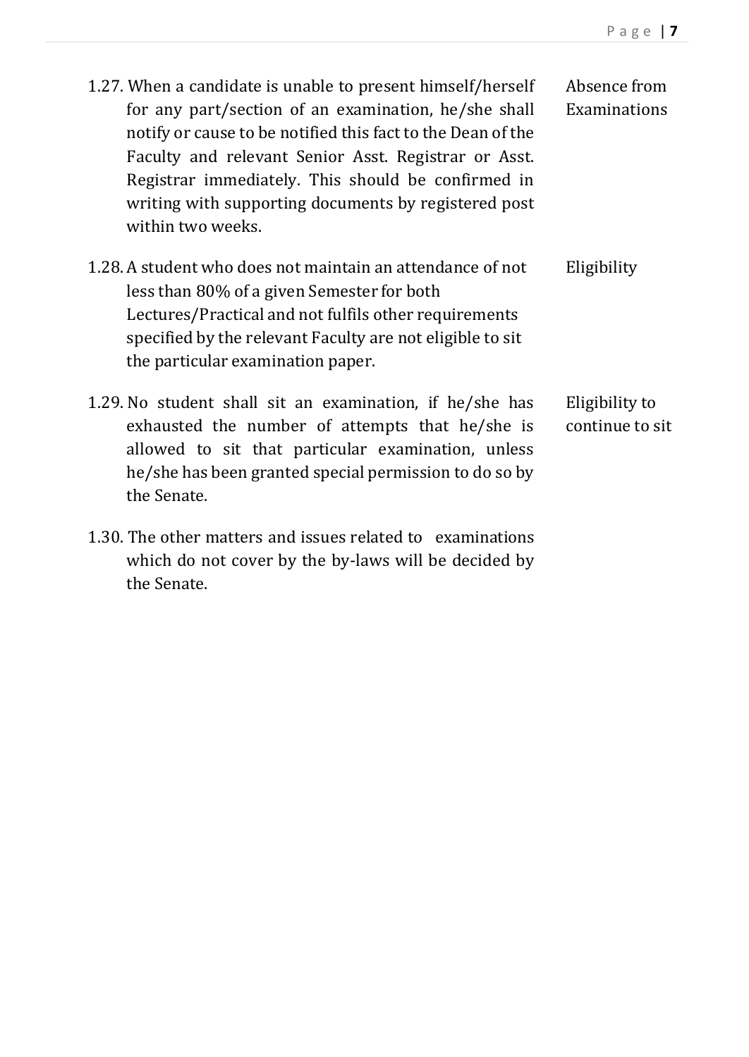1.27. When a candidate is unable to present himself/herself for any part/section of an examination, he/she shall notify or cause to be notified this fact to the Dean of the Faculty and relevant Senior Asst. Registrar or Asst. Registrar immediately. This should be confirmed in writing with supporting documents by registered post within two weeks. *Absence from Examinations*

1.28. A student who does not maintain an attendance of not less than 80% of a given Semester for both Lectures/Practical and not fulfils other requirements specified by the relevant Faculty are not eligible to sit the particular examination paper. *Eligibility*

1.29. No student shall sit an examination, if he/she has exhausted the number of attempts that he/she is allowed to sit that particular examination, unless he/she has been granted special permission to do so by the Senate. *Eligibility to continue to sit*

1.30. The other matters and issues related to examinations which do not cover by the by-laws will be decided by the Senate.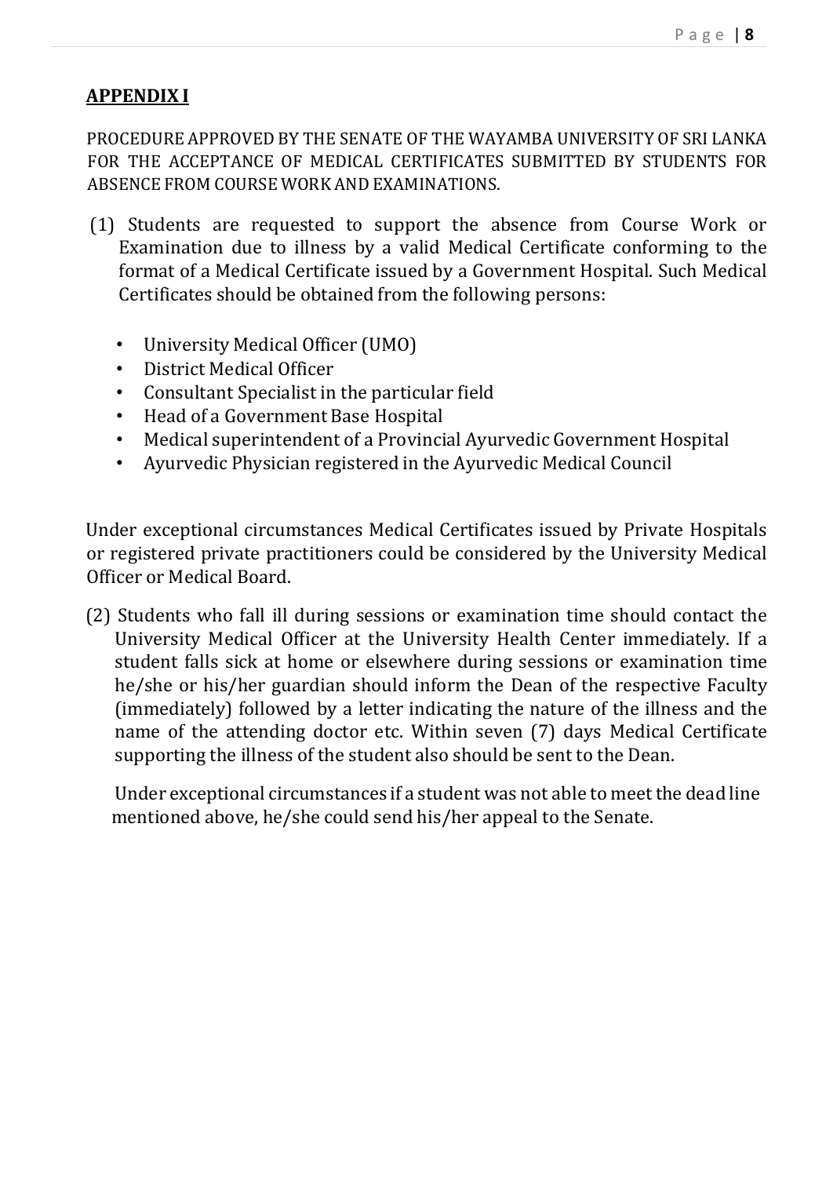## **APPENDIX I**

PROCEDURE APPROVED BY THE SENATE OF THE WAYAMBA UNIVERSITY OF SRI LANKA FOR THE ACCEPTANCE OF MEDICAL CERTIFICATES SUBMITTED BY STUDENTS FOR ABSENCE FROM COURSE WORK AND EXAMINATIONS.

(1) Students are requested to support the absence from Course Work or Examination due to illness by a valid Medical Certificate conforming to the format of a Medical Certificate issued by a Government Hospital. Such Medical Certificates should be obtained from the following persons:

- University Medical Officer (UMO)
- District Medical Officer
- Consultant Specialist in the particular field
- Head of a Government Base Hospital
- Medical superintendent of a Provincial Ayurvedic Government Hospital
- Ayurvedic Physician registered in the Ayurvedic Medical Council

Under exceptional circumstances Medical Certificates issued by Private Hospitals or registered private practitioners could be considered by the University Medical Officer or Medical Board.

(2) Students who fall ill during sessions or examination time should contact the University Medical Officer at the University Health Center immediately. If a student falls sick at home or elsewhere during sessions or examination time he/she or his/her guardian should inform the Dean of the respective Faculty (immediately) followed by a letter indicating the nature of the illness and the name of the attending doctor etc. Within seven (7) days Medical Certificate supporting the illness of the student also should be sent to the Dean.

Under exceptional circumstances if a student was not able to meet the dead line mentioned above, he/she could send his/her appeal to the Senate.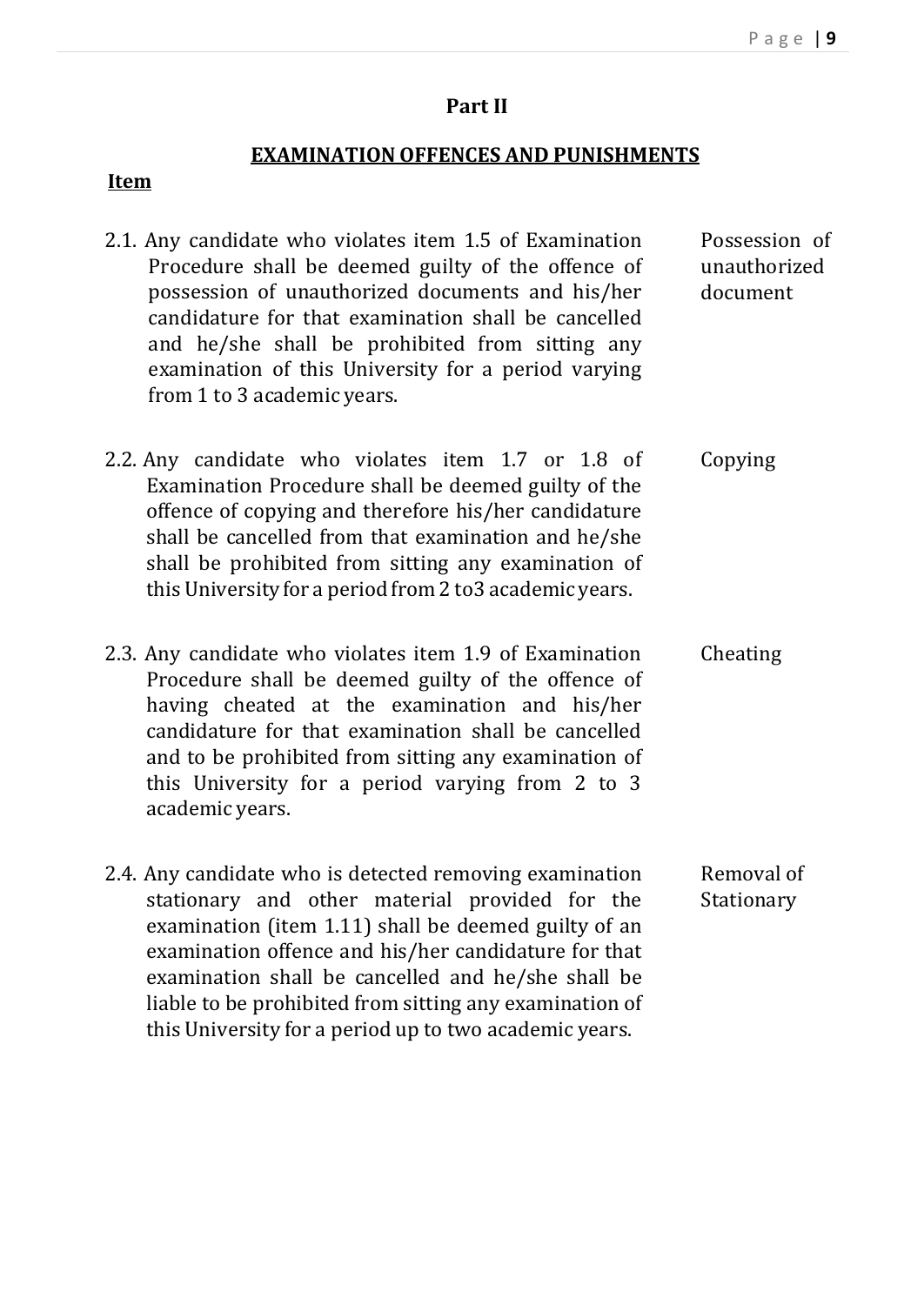## Part II

### EXAMINATION OFFENCES AND PUNISHMENTS

**Item**

2.1. Any candidate who violates item 1.5 of Examination Procedure shall be deemed guilty of the offence of possession of unauthorized documents and his/her candidature for that examination shall be cancelled and he/she shall be prohibited from sitting any examination of this University for a period varying from 1 to 3 academic years. — *Possession of unauthorized document*

2.2. Any candidate who violates item 1.7 or 1.8 of Examination Procedure shall be deemed guilty of the offence of copying and therefore his/her candidature shall be cancelled from that examination and he/she shall be prohibited from sitting any examination of this University for a period from 2 to3 academic years. — *Copying*

2.3. Any candidate who violates item 1.9 of Examination Procedure shall be deemed guilty of the offence of having cheated at the examination and his/her candidature for that examination shall be cancelled and to be prohibited from sitting any examination of this University for a period varying from 2 to 3 academic years. — *Cheating*

2.4. Any candidate who is detected removing examination stationary and other material provided for the examination (item 1.11) shall be deemed guilty of an examination offence and his/her candidature for that examination shall be cancelled and he/she shall be liable to be prohibited from sitting any examination of this University for a period up to two academic years. — *Removal of Stationary*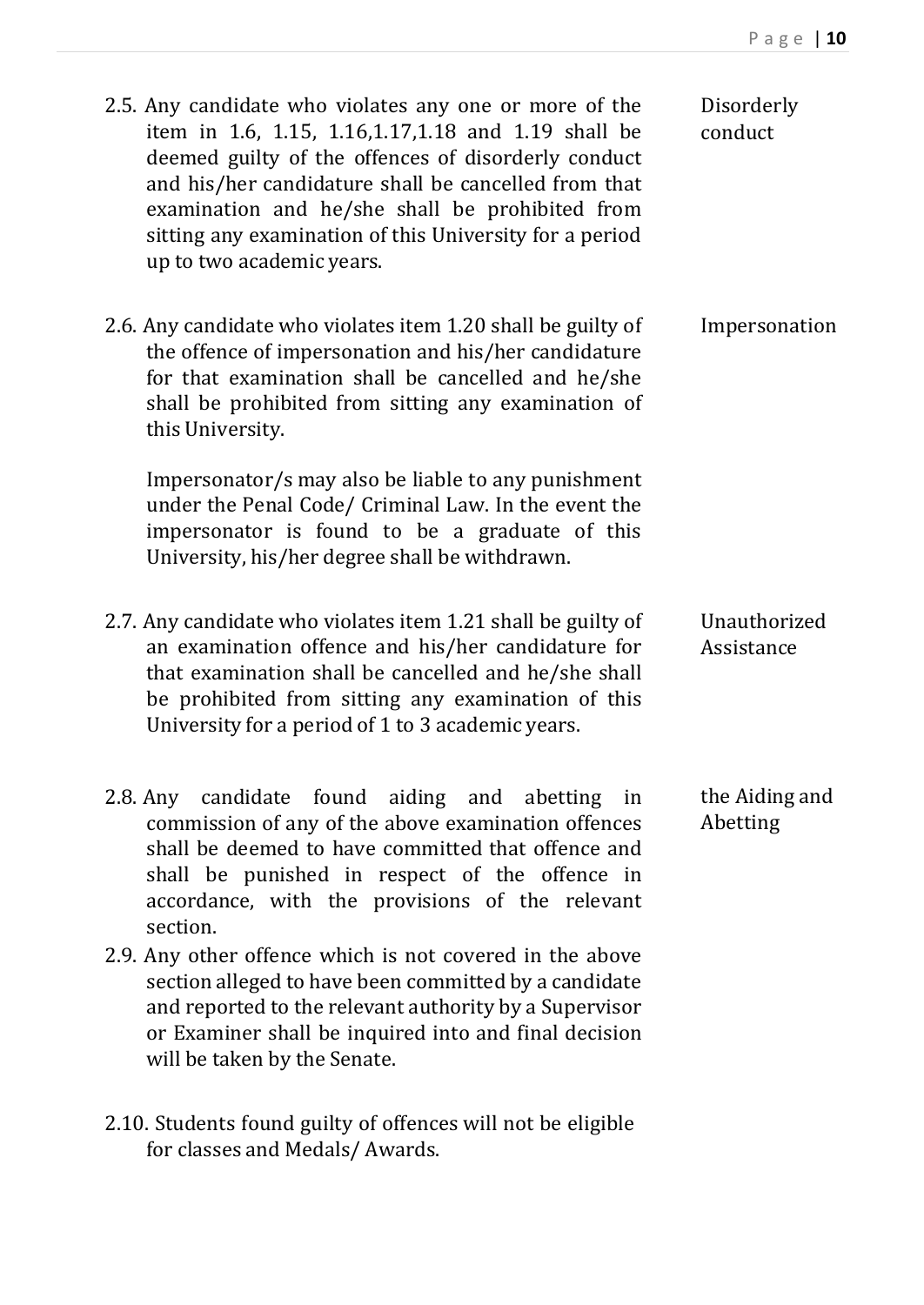2.5. Any candidate who violates any one or more of the item in 1.6, 1.15, 1.16,1.17,1.18 and 1.19 shall be deemed guilty of the offences of disorderly conduct and his/her candidature shall be cancelled from that examination and he/she shall be prohibited from sitting any examination of this University for a period up to two academic years. — *Disorderly conduct*

2.6. Any candidate who violates item 1.20 shall be guilty of the offence of impersonation and his/her candidature for that examination shall be cancelled and he/she shall be prohibited from sitting any examination of this University. — *Impersonation*

Impersonator/s may also be liable to any punishment under the Penal Code/ Criminal Law. In the event the impersonator is found to be a graduate of this University, his/her degree shall be withdrawn.

2.7. Any candidate who violates item 1.21 shall be guilty of an examination offence and his/her candidature for that examination shall be cancelled and he/she shall be prohibited from sitting any examination of this University for a period of 1 to 3 academic years. — *Unauthorized Assistance*

2.8. Any candidate found aiding and abetting in commission of any of the above examination offences shall be deemed to have committed that offence and shall be punished in respect of the offence in accordance, with the provisions of the relevant section. — *the Aiding and Abetting*

2.9. Any other offence which is not covered in the above section alleged to have been committed by a candidate and reported to the relevant authority by a Supervisor or Examiner shall be inquired into and final decision will be taken by the Senate.

2.10. Students found guilty of offences will not be eligible for classes and Medals/ Awards.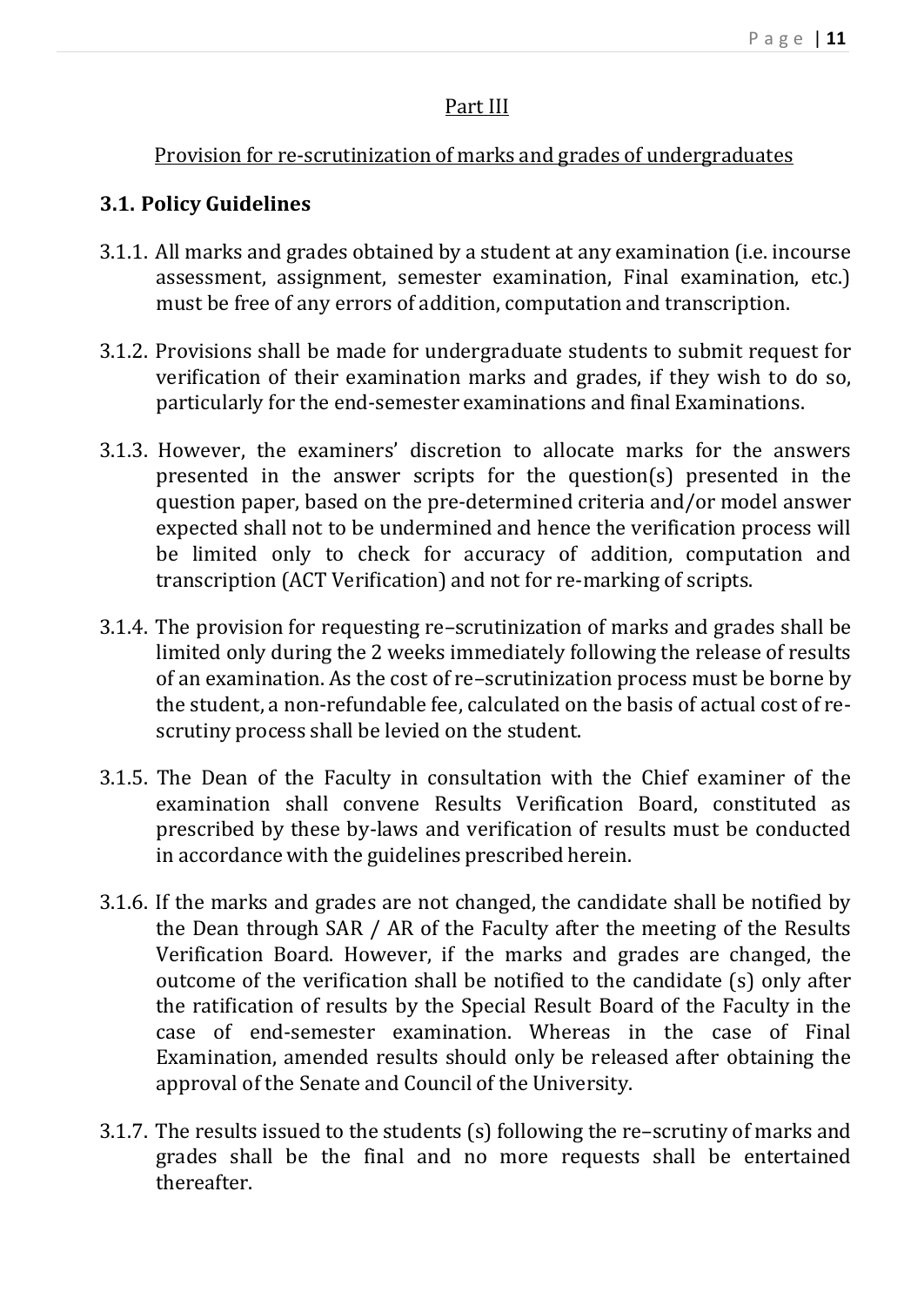<u>Part III</u>

<u>Provision for re-scrutinization of marks and grades of undergraduates</u>

### 3.1. Policy Guidelines

3.1.1. All marks and grades obtained by a student at any examination (i.e. incourse assessment, assignment, semester examination, Final examination, etc.) must be free of any errors of addition, computation and transcription.

3.1.2. Provisions shall be made for undergraduate students to submit request for verification of their examination marks and grades, if they wish to do so, particularly for the end-semester examinations and final Examinations.

3.1.3. However, the examiners' discretion to allocate marks for the answers presented in the answer scripts for the question(s) presented in the question paper, based on the pre-determined criteria and/or model answer expected shall not to be undermined and hence the verification process will be limited only to check for accuracy of addition, computation and transcription (ACT Verification) and not for re-marking of scripts.

3.1.4. The provision for requesting re–scrutinization of marks and grades shall be limited only during the 2 weeks immediately following the release of results of an examination. As the cost of re–scrutinization process must be borne by the student, a non-refundable fee, calculated on the basis of actual cost of re-scrutiny process shall be levied on the student.

3.1.5. The Dean of the Faculty in consultation with the Chief examiner of the examination shall convene Results Verification Board, constituted as prescribed by these by-laws and verification of results must be conducted in accordance with the guidelines prescribed herein.

3.1.6. If the marks and grades are not changed, the candidate shall be notified by the Dean through SAR / AR of the Faculty after the meeting of the Results Verification Board. However, if the marks and grades are changed, the outcome of the verification shall be notified to the candidate (s) only after the ratification of results by the Special Result Board of the Faculty in the case of end-semester examination. Whereas in the case of Final Examination, amended results should only be released after obtaining the approval of the Senate and Council of the University.

3.1.7. The results issued to the students (s) following the re–scrutiny of marks and grades shall be the final and no more requests shall be entertained thereafter.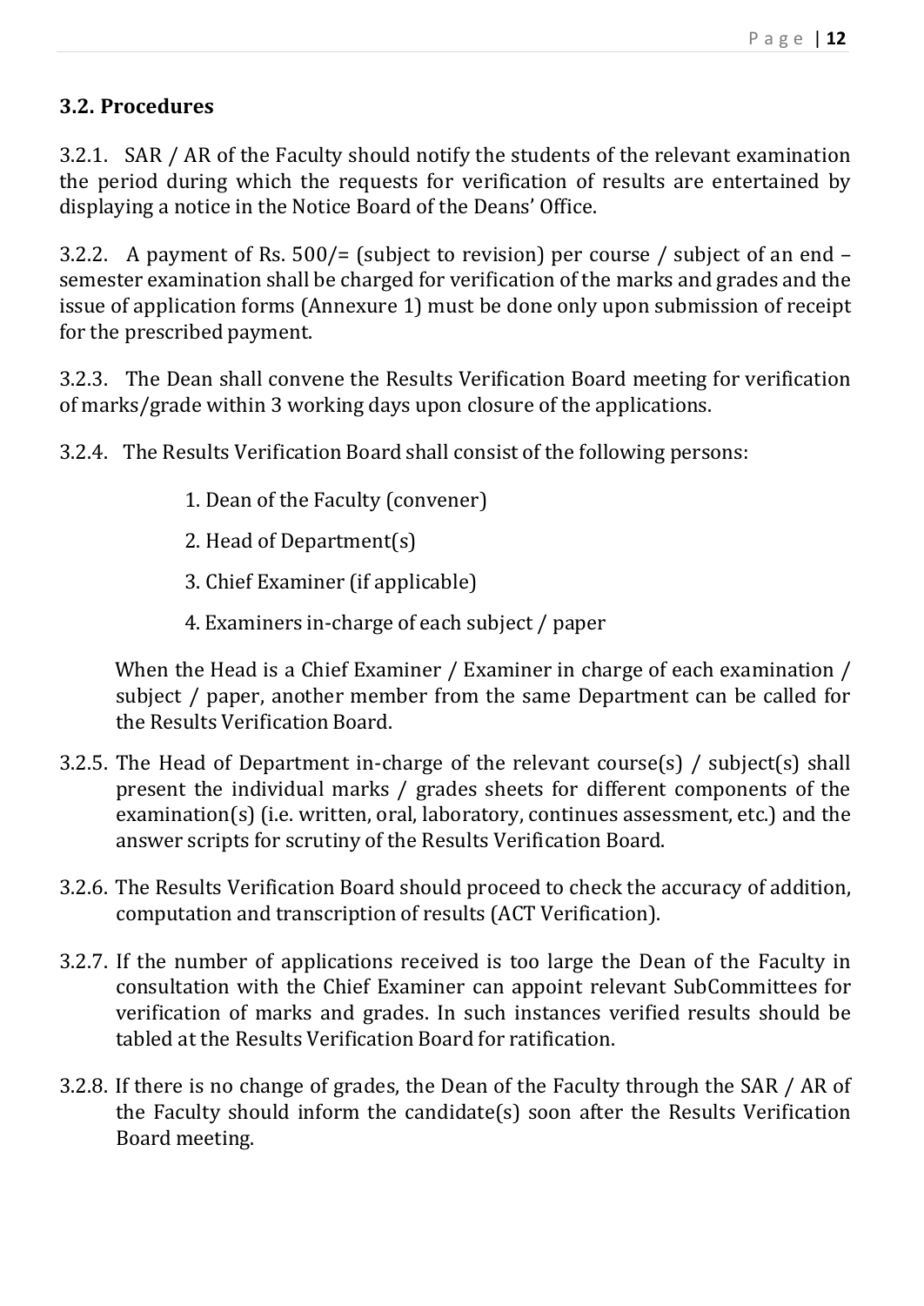### 3.2. Procedures

3.2.1. SAR / AR of the Faculty should notify the students of the relevant examination the period during which the requests for verification of results are entertained by displaying a notice in the Notice Board of the Deans' Office.

3.2.2. A payment of Rs. 500/= (subject to revision) per course / subject of an end – semester examination shall be charged for verification of the marks and grades and the issue of application forms (Annexure 1) must be done only upon submission of receipt for the prescribed payment.

3.2.3. The Dean shall convene the Results Verification Board meeting for verification of marks/grade within 3 working days upon closure of the applications.

3.2.4. The Results Verification Board shall consist of the following persons:

1. Dean of the Faculty (convener)
2. Head of Department(s)
3. Chief Examiner (if applicable)
4. Examiners in-charge of each subject / paper

When the Head is a Chief Examiner / Examiner in charge of each examination / subject / paper, another member from the same Department can be called for the Results Verification Board.

3.2.5. The Head of Department in-charge of the relevant course(s) / subject(s) shall present the individual marks / grades sheets for different components of the examination(s) (i.e. written, oral, laboratory, continues assessment, etc.) and the answer scripts for scrutiny of the Results Verification Board.

3.2.6. The Results Verification Board should proceed to check the accuracy of addition, computation and transcription of results (ACT Verification).

3.2.7. If the number of applications received is too large the Dean of the Faculty in consultation with the Chief Examiner can appoint relevant SubCommittees for verification of marks and grades. In such instances verified results should be tabled at the Results Verification Board for ratification.

3.2.8. If there is no change of grades, the Dean of the Faculty through the SAR / AR of the Faculty should inform the candidate(s) soon after the Results Verification Board meeting.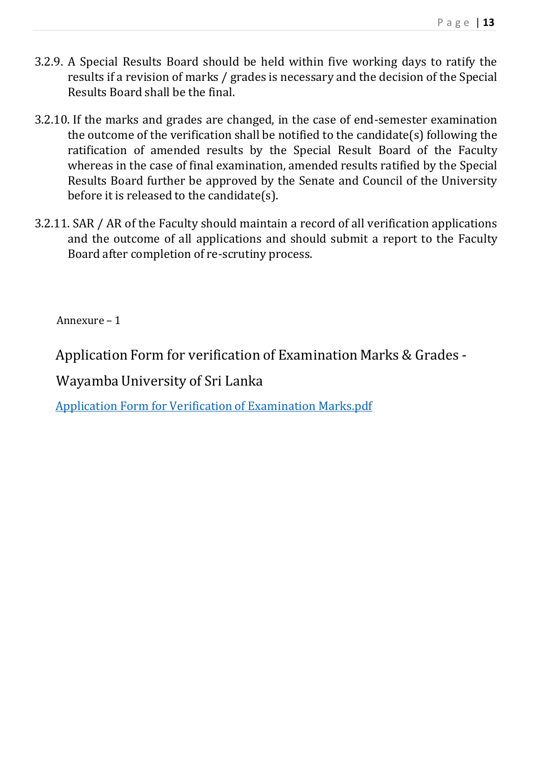3.2.9. A Special Results Board should be held within five working days to ratify the results if a revision of marks / grades is necessary and the decision of the Special Results Board shall be the final.

3.2.10. If the marks and grades are changed, in the case of end-semester examination the outcome of the verification shall be notified to the candidate(s) following the ratification of amended results by the Special Result Board of the Faculty whereas in the case of final examination, amended results ratified by the Special Results Board further be approved by the Senate and Council of the University before it is released to the candidate(s).

3.2.11. SAR / AR of the Faculty should maintain a record of all verification applications and the outcome of all applications and should submit a report to the Faculty Board after completion of re-scrutiny process.

Annexure – 1

## Application Form for verification of Examination Marks & Grades - Wayamba University of Sri Lanka

Application Form for Verification of Examination Marks.pdf